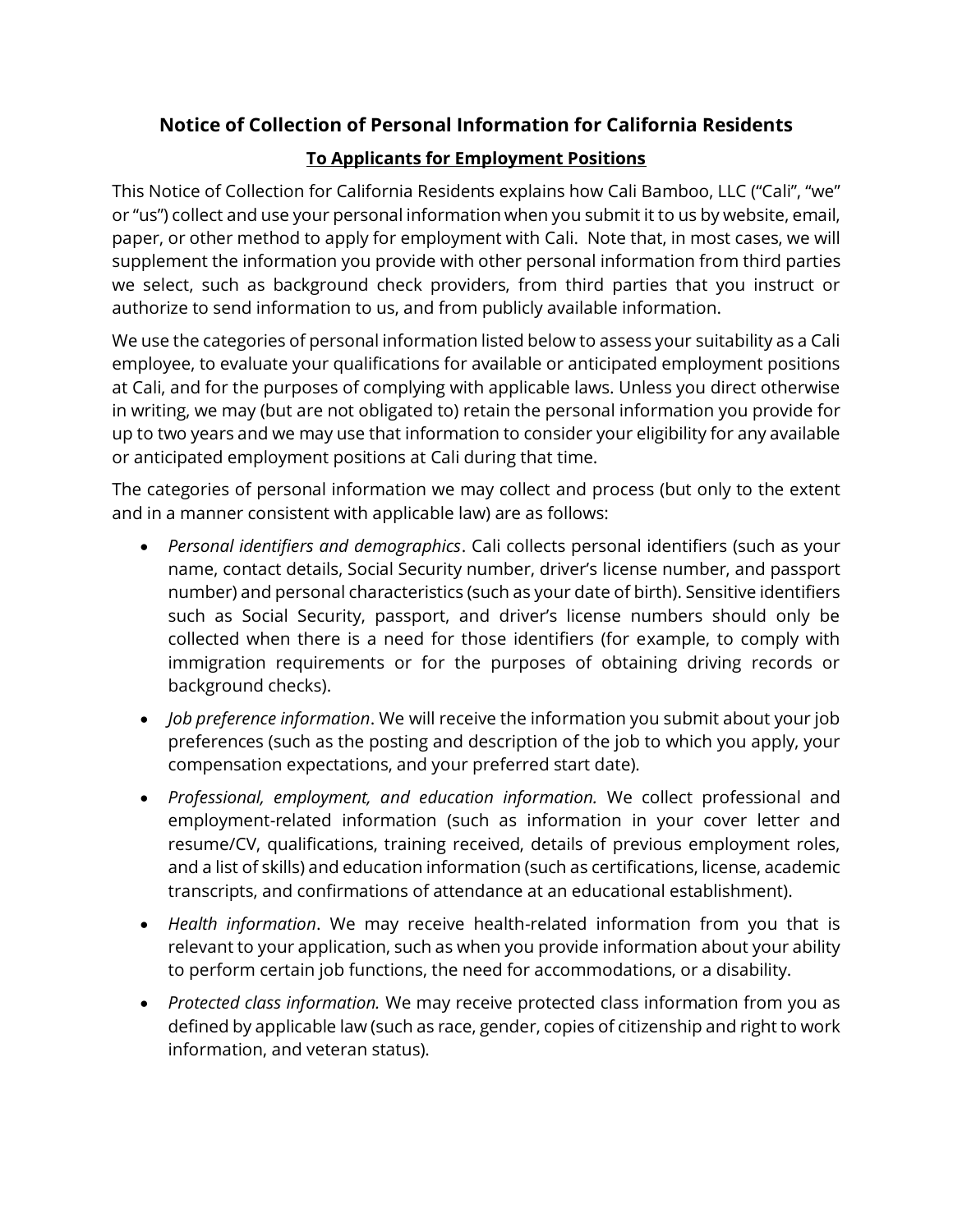## Notice of Collection of Personal Information for California Residents

### **<u>To Applicants for Employment Positions</u>**

This Notice of Collection for California Residents explains how Cali Bamboo, LLC ("Cali", "we" or "us") collect and use your personal information when you submit it to us by website, email, paper, or other method to apply for employment with Cali. Note that, in most cases, we will supplement the information you provide with other personal information from third parties we select, such as background check providers, from third parties that you instruct or authorize to send information to us, and from publicly available information.

We use the categories of personal information listed below to assess your suitability as a Cali employee, to evaluate your qualifications for available or anticipated employment positions at Cali, and for the purposes of complying with applicable laws. Unless you direct otherwise in writing, we may (but are not obligated to) retain the personal information you provide for up to two years and we may use that information to consider your eligibility for any available or anticipated employment positions at Cali during that time.

The categories of personal information we may collect and process (but only to the extent and in a manner consistent with applicable law) are as follows:

- *Personal identifiers and demographics*. Cali collects personal identifiers (such as your name, contact details, Social Security number, driver's license number, and passport number) and personal characteristics (such as your date of birth). Sensitive identifiers such as Social Security, passport, and driver's license numbers should only be collected when there is a need for those identifiers (for example, to comply with immigration requirements or for the purposes of obtaining driving records or background checks).
- *Job preference information*. We will receive the information you submit about your job preferences (such as the posting and description of the job to which you apply, your compensation expectations, and your preferred start date).
- *Professional, employment, and education information.* We collect professional and employment-related information (such as information in your cover letter and resume/CV, qualifications, training received, details of previous employment roles, and a list of skills) and education information (such as certifications, license, academic transcripts, and confirmations of attendance at an educational establishment).
- *Health information*. We may receive health-related information from you that is relevant to your application, such as when you provide information about your ability to perform certain job functions, the need for accommodations, or a disability.
- *Protected class information.* We may receive protected class information from you as defined by applicable law (such as race, gender, copies of citizenship and right to work information, and veteran status).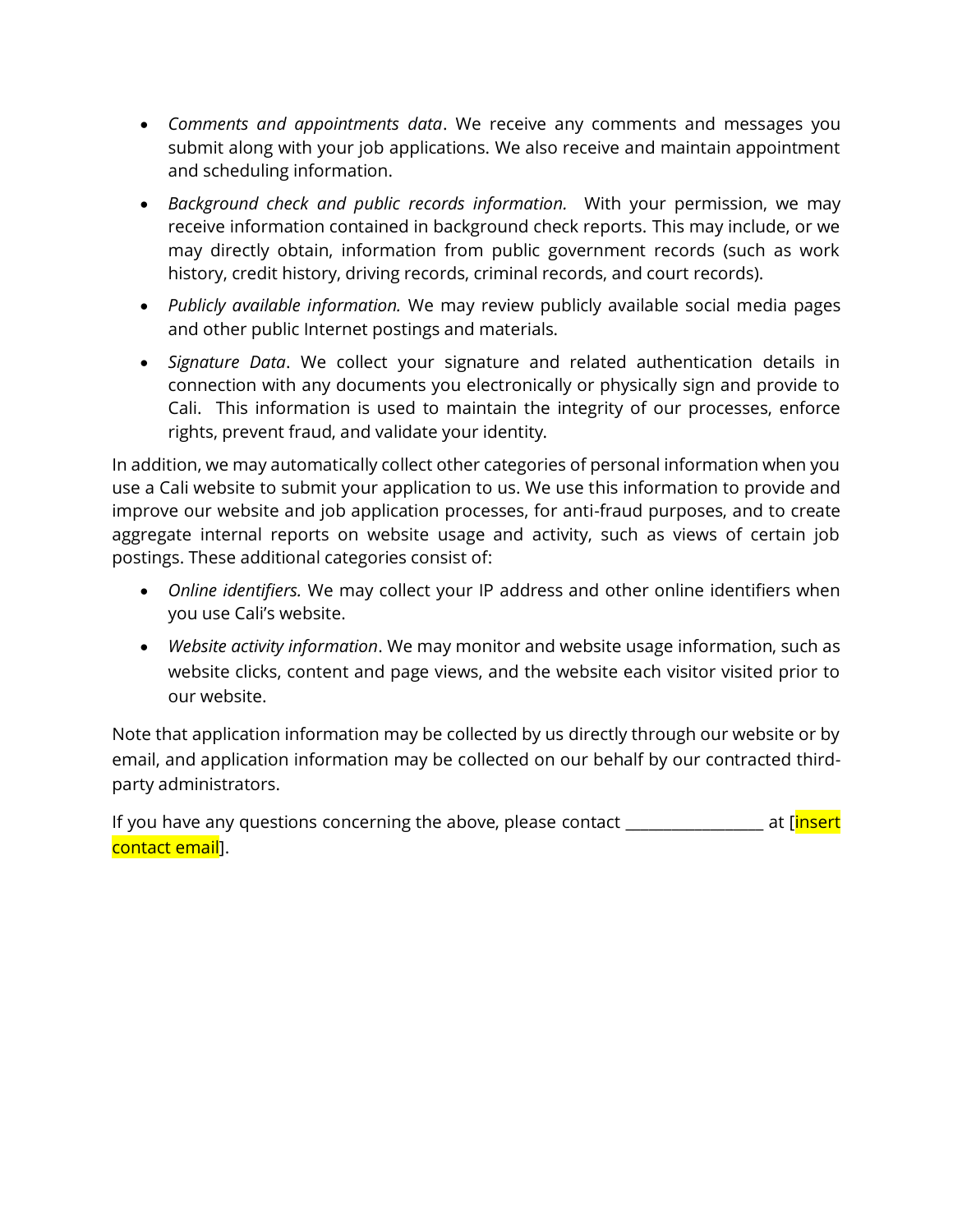- *Comments and appointments data*. We receive any comments and messages you submit along with your job applications. We also receive and maintain appointment and scheduling information.
- *Background check and public records information.* With your permission, we may receive information contained in background check reports. This may include, or we may directly obtain, information from public government records (such as work history, credit history, driving records, criminal records, and court records).
- *Publicly available information.* We may review publicly available social media pages and other public Internet postings and materials.
- *Signature Data*. We collect your signature and related authentication details in connection with any documents you electronically or physically sign and provide to Cali. This information is used to maintain the integrity of our processes, enforce rights, prevent fraud, and validate your identity.

In addition, we may automatically collect other categories of personal information when you use a Cali website to submit your application to us. We use this information to provide and improve our website and job application processes, for anti-fraud purposes, and to create aggregate internal reports on website usage and activity, such as views of certain job postings. These additional categories consist of:

- *Online identifiers.* We may collect your IP address and other online identifiers when you use Cali's website.
- *Website activity information*. We may monitor and website usage information, such as website clicks, content and page views, and the website each visitor visited prior to our website.

Note that application information may be collected by us directly through our website or by email, and application information may be collected on our behalf by our contracted third-party administrators.

If you have any questions concerning the above, please contact ________________ at [insert contact email].